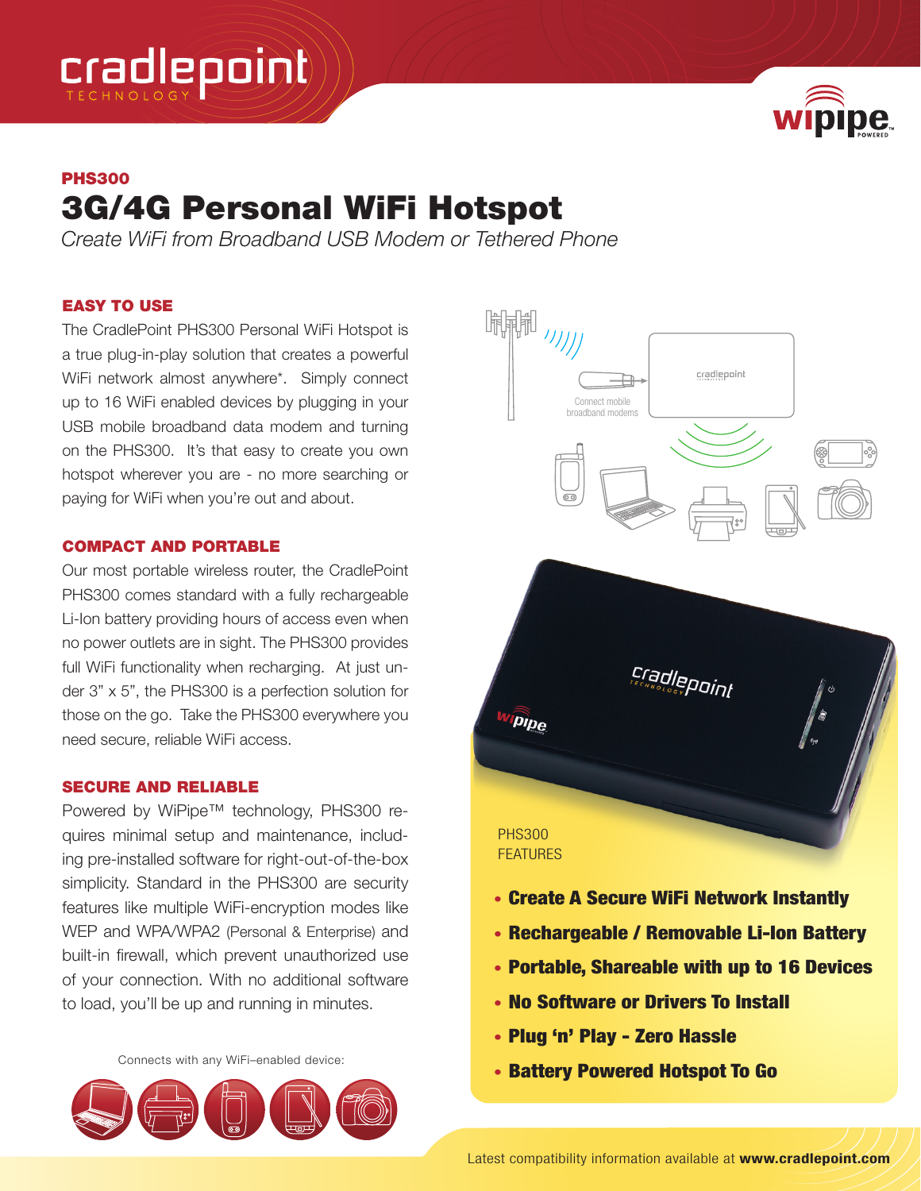**PHS300**

# 3G/4G Personal WiFi Hotspot

*Create WiFi from Broadband USB Modem or Tethered Phone*

### EASY TO USE

The CradlePoint PHS300 Personal WiFi Hotspot is a true plug-in-play solution that creates a powerful WiFi network almost anywhere*. Simply connect up to 16 WiFi enabled devices by plugging in your USB mobile broadband data modem and turning on the PHS300. It's that easy to create you own hotspot wherever you are - no more searching or paying for WiFi when you're out and about.

### COMPACT AND PORTABLE

Our most portable wireless router, the CradlePoint PHS300 comes standard with a fully rechargeable Li-Ion battery providing hours of access even when no power outlets are in sight. The PHS300 provides full WiFi functionality when recharging. At just under 3" x 5", the PHS300 is a perfection solution for those on the go. Take the PHS300 everywhere you need secure, reliable WiFi access.

### SECURE AND RELIABLE

Powered by WiPipe™ technology, PHS300 requires minimal setup and maintenance, including pre-installed software for right-out-of-the-box simplicity. Standard in the PHS300 are security features like multiple WiFi-encryption modes like WEP and WPA/WPA2 (Personal & Enterprise) and built-in firewall, which prevent unauthorized use of your connection. With no additional software to load, you'll be up and running in minutes.

Connects with any WiFi–enabled device:

Connect mobile broadband modems

PHS300 FEATURES

- **Create A Secure WiFi Network Instantly**
- **Rechargeable / Removable Li-Ion Battery**
- **Portable, Shareable with up to 16 Devices**
- **No Software or Drivers To Install**
- **Plug 'n' Play - Zero Hassle**
- **Battery Powered Hotspot To Go**

Latest compatibility information available at **www.cradlepoint.com**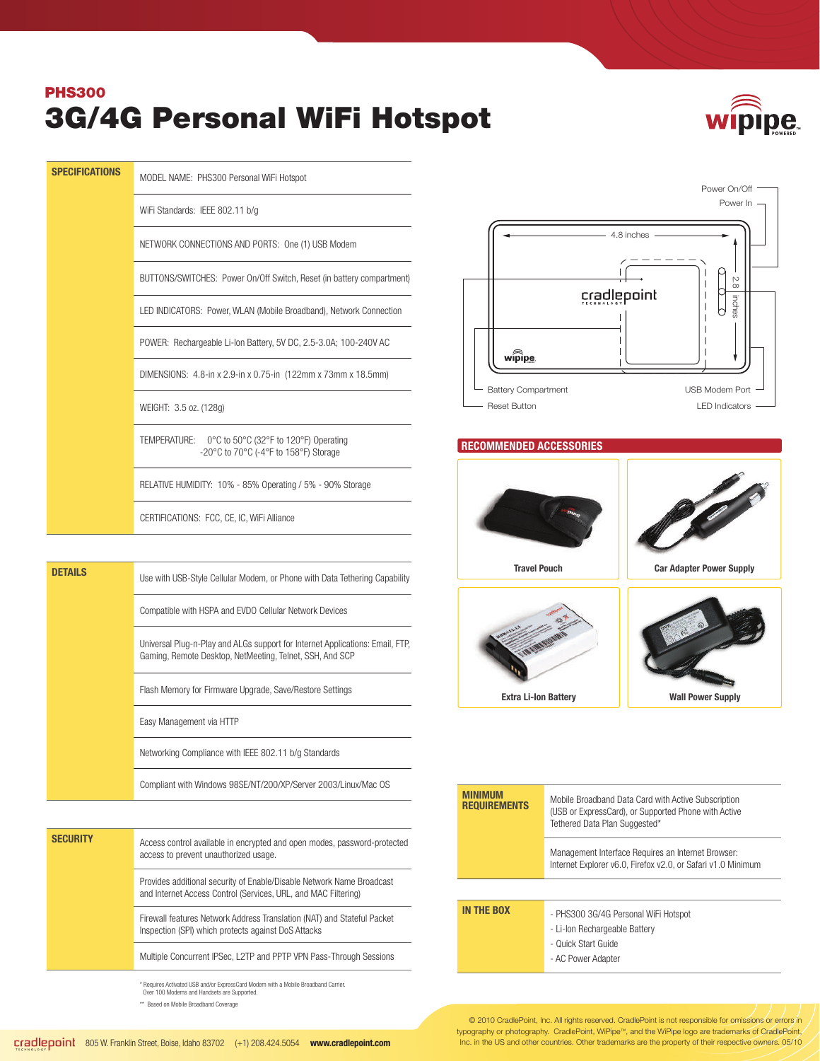**PHS300**

# 3G/4G Personal WiFi Hotspot

| | |
|---|---|
| **SPECIFICATIONS** | MODEL NAME: PHS300 Personal WiFi Hotspot |
| | WiFi Standards: IEEE 802.11 b/g |
| | NETWORK CONNECTIONS AND PORTS: One (1) USB Modem |
| | BUTTONS/SWITCHES: Power On/Off Switch, Reset (in battery compartment) |
| | LED INDICATORS: Power, WLAN (Mobile Broadband), Network Connection |
| | POWER: Rechargeable Li-Ion Battery, 5V DC, 2.5-3.0A; 100-240V AC |
| | DIMENSIONS: 4.8-in x 2.9-in x 0.75-in (122mm x 73mm x 18.5mm) |
| | WEIGHT: 3.5 oz. (128g) |
| | TEMPERATURE: 0°C to 50°C (32°F to 120°F) Operating<br>-20°C to 70°C (-4°F to 158°F) Storage |
| | RELATIVE HUMIDITY: 10% - 85% Operating / 5% - 90% Storage |
| | CERTIFICATIONS: FCC, CE, IC, WiFi Alliance |

| | |
|---|---|
| **DETAILS** | Use with USB-Style Cellular Modem, or Phone with Data Tethering Capability |
| | Compatible with HSPA and EVDO Cellular Network Devices |
| | Universal Plug-n-Play and ALGs support for Internet Applications: Email, FTP, Gaming, Remote Desktop, NetMeeting, Telnet, SSH, And SCP |
| | Flash Memory for Firmware Upgrade, Save/Restore Settings |
| | Easy Management via HTTP |
| | Networking Compliance with IEEE 802.11 b/g Standards |
| | Compliant with Windows 98SE/NT/200/XP/Server 2003/Linux/Mac OS |

| | |
|---|---|
| **SECURITY** | Access control available in encrypted and open modes, password-protected access to prevent unauthorized usage. |
| | Provides additional security of Enable/Disable Network Name Broadcast and Internet Access Control (Services, URL, and MAC Filtering) |
| | Firewall features Network Address Translation (NAT) and Stateful Packet Inspection (SPI) which protects against DoS Attacks |
| | Multiple Concurrent IPSec, L2TP and PPTP VPN Pass-Through Sessions |

\* Requires Activated USB and/or ExpressCard Modem with a Mobile Broadband Carrier. Over 100 Modems and Handsets are Supported.

\*\* Based on Mobile Broadband Coverage

Power On/Off
Power In
4.8 inches
2.8 inches
Battery Compartment
Reset Button
USB Modem Port
LED Indicators

## RECOMMENDED ACCESSORIES

Travel Pouch

Car Adapter Power Supply

Extra Li-Ion Battery

Wall Power Supply

| | |
|---|---|
| **MINIMUM REQUIREMENTS** | Mobile Broadband Data Card with Active Subscription (USB or ExpressCard), or Supported Phone with Active Tethered Data Plan Suggested* |
| | Management Interface Requires an Internet Browser: Internet Explorer v6.0, Firefox v2.0, or Safari v1.0 Minimum |

| | |
|---|---|
| **IN THE BOX** | - PHS300 3G/4G Personal WiFi Hotspot<br>- Li-Ion Rechargeable Battery<br>- Quick Start Guide<br>- AC Power Adapter |

© 2010 CradlePoint, Inc. All rights reserved. CradlePoint is not responsible for omissions or errors in typography or photography. CradlePoint, WiPipe™, and the WiPipe logo are trademarks of CradlePoint, Inc. in the US and other countries. Other trademarks are the property of their respective owners. 05/10

cradlepoint 805 W. Franklin Street, Boise, Idaho 83702 (+1) 208.424.5054 **www.cradlepoint.com**